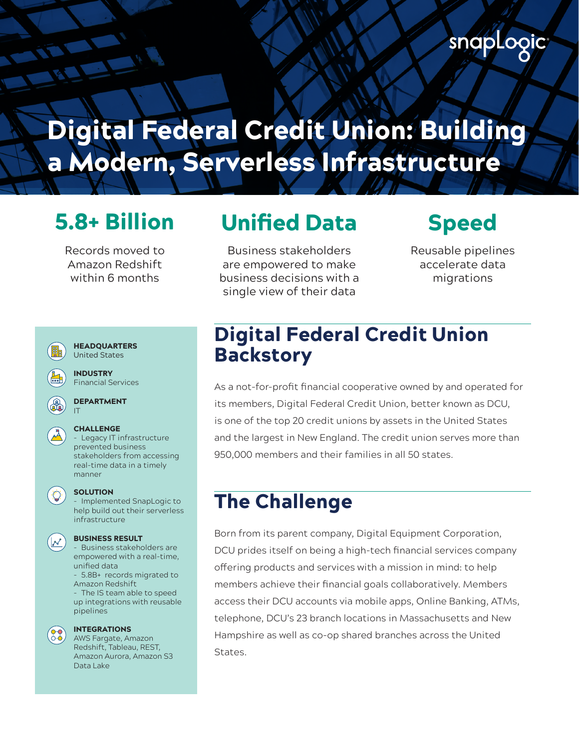snapLogic

# Digital Federal Credit Union: Building a Modern, Serverless Infrastructure

## 5.8+ Billion

Records moved to Amazon Redshift within 6 months

## Unified Data

Business stakeholders are empowered to make business decisions with a single view of their data

## Speed

Reusable pipelines accelerate data migrations

**HEADQUARTERS**
United States

**INDUSTRY**
Financial Services

**DEPARTMENT**
IT

**CHALLENGE**
- Legacy IT infrastructure prevented business stakeholders from accessing real-time data in a timely manner

**SOLUTION**
- Implemented SnapLogic to help build out their serverless infrastructure

**BUSINESS RESULT**
- Business stakeholders are empowered with a real-time, unified data
- 5.8B+ records migrated to Amazon Redshift
- The IS team able to speed up integrations with reusable pipelines

**INTEGRATIONS**
AWS Fargate, Amazon Redshift, Tableau, REST, Amazon Aurora, Amazon S3 Data Lake

## Digital Federal Credit Union Backstory

As a not-for-profit financial cooperative owned by and operated for its members, Digital Federal Credit Union, better known as DCU, is one of the top 20 credit unions by assets in the United States and the largest in New England. The credit union serves more than 950,000 members and their families in all 50 states.

## The Challenge

Born from its parent company, Digital Equipment Corporation, DCU prides itself on being a high-tech financial services company offering products and services with a mission in mind: to help members achieve their financial goals collaboratively. Members access their DCU accounts via mobile apps, Online Banking, ATMs, telephone, DCU's 23 branch locations in Massachusetts and New Hampshire as well as co-op shared branches across the United States.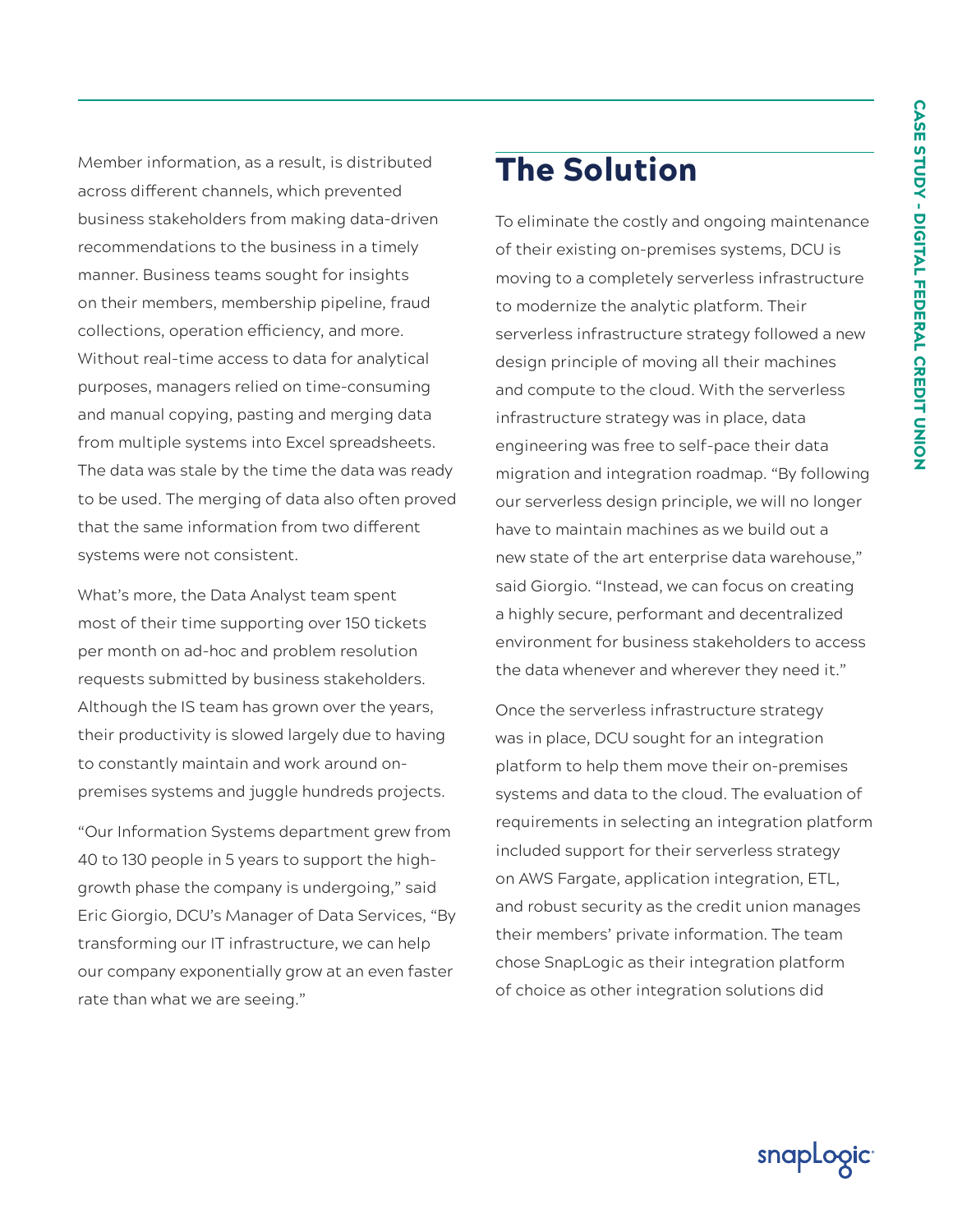Member information, as a result, is distributed across different channels, which prevented business stakeholders from making data-driven recommendations to the business in a timely manner. Business teams sought for insights on their members, membership pipeline, fraud collections, operation efficiency, and more. Without real-time access to data for analytical purposes, managers relied on time-consuming and manual copying, pasting and merging data from multiple systems into Excel spreadsheets. The data was stale by the time the data was ready to be used. The merging of data also often proved that the same information from two different systems were not consistent.

What's more, the Data Analyst team spent most of their time supporting over 150 tickets per month on ad-hoc and problem resolution requests submitted by business stakeholders. Although the IS team has grown over the years, their productivity is slowed largely due to having to constantly maintain and work around on-premises systems and juggle hundreds projects.

"Our Information Systems department grew from 40 to 130 people in 5 years to support the high-growth phase the company is undergoing," said Eric Giorgio, DCU's Manager of Data Services, "By transforming our IT infrastructure, we can help our company exponentially grow at an even faster rate than what we are seeing."

## The Solution

To eliminate the costly and ongoing maintenance of their existing on-premises systems, DCU is moving to a completely serverless infrastructure to modernize the analytic platform. Their serverless infrastructure strategy followed a new design principle of moving all their machines and compute to the cloud. With the serverless infrastructure strategy was in place, data engineering was free to self-pace their data migration and integration roadmap. "By following our serverless design principle, we will no longer have to maintain machines as we build out a new state of the art enterprise data warehouse," said Giorgio. "Instead, we can focus on creating a highly secure, performant and decentralized environment for business stakeholders to access the data whenever and wherever they need it."

Once the serverless infrastructure strategy was in place, DCU sought for an integration platform to help them move their on-premises systems and data to the cloud. The evaluation of requirements in selecting an integration platform included support for their serverless strategy on AWS Fargate, application integration, ETL, and robust security as the credit union manages their members' private information. The team chose SnapLogic as their integration platform of choice as other integration solutions did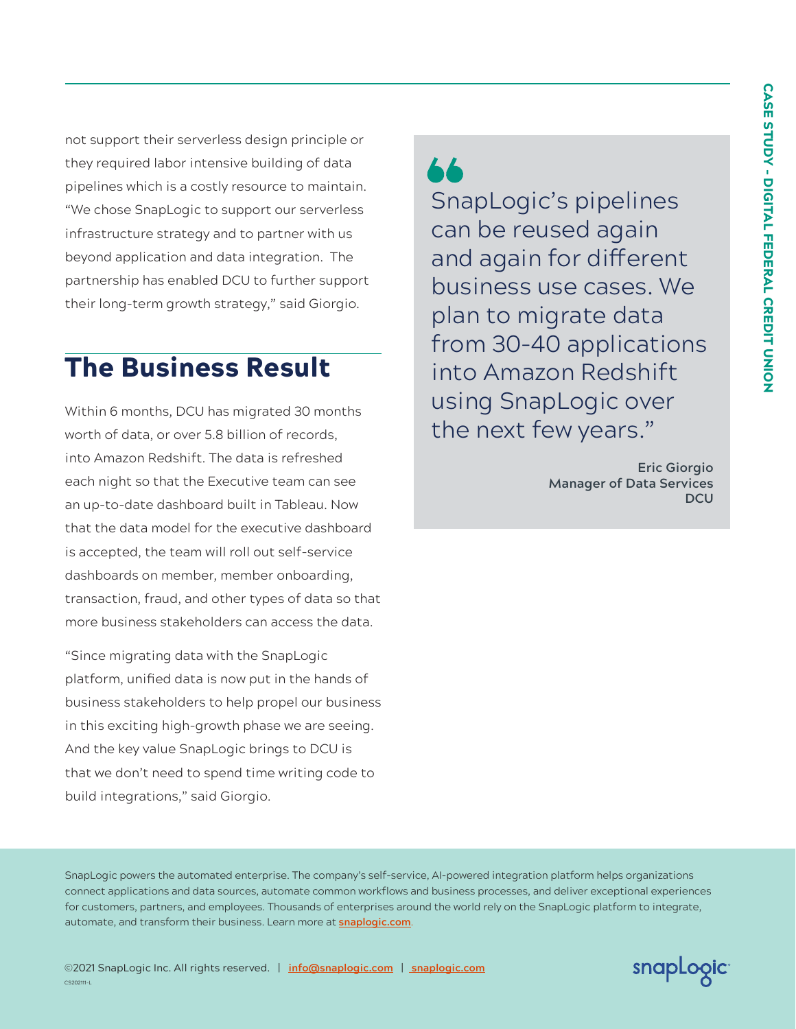not support their serverless design principle or they required labor intensive building of data pipelines which is a costly resource to maintain. "We chose SnapLogic to support our serverless infrastructure strategy and to partner with us beyond application and data integration. The partnership has enabled DCU to further support their long-term growth strategy," said Giorgio.

## The Business Result

Within 6 months, DCU has migrated 30 months worth of data, or over 5.8 billion of records, into Amazon Redshift. The data is refreshed each night so that the Executive team can see an up-to-date dashboard built in Tableau. Now that the data model for the executive dashboard is accepted, the team will roll out self-service dashboards on member, member onboarding, transaction, fraud, and other types of data so that more business stakeholders can access the data.

"Since migrating data with the SnapLogic platform, unified data is now put in the hands of business stakeholders to help propel our business in this exciting high-growth phase we are seeing. And the key value SnapLogic brings to DCU is that we don't need to spend time writing code to build integrations," said Giorgio.

> "SnapLogic's pipelines can be reused again and again for different business use cases. We plan to migrate data from 30-40 applications into Amazon Redshift using SnapLogic over the next few years."
>
> **Eric Giorgio**
> **Manager of Data Services**
> **DCU**

SnapLogic powers the automated enterprise. The company's self-service, AI-powered integration platform helps organizations connect applications and data sources, automate common workflows and business processes, and deliver exceptional experiences for customers, partners, and employees. Thousands of enterprises around the world rely on the SnapLogic platform to integrate, automate, and transform their business. Learn more at **snaplogic.com**.

©2021 SnapLogic Inc. All rights reserved. | **info@snaplogic.com** | **snaplogic.com**

CS202111-L